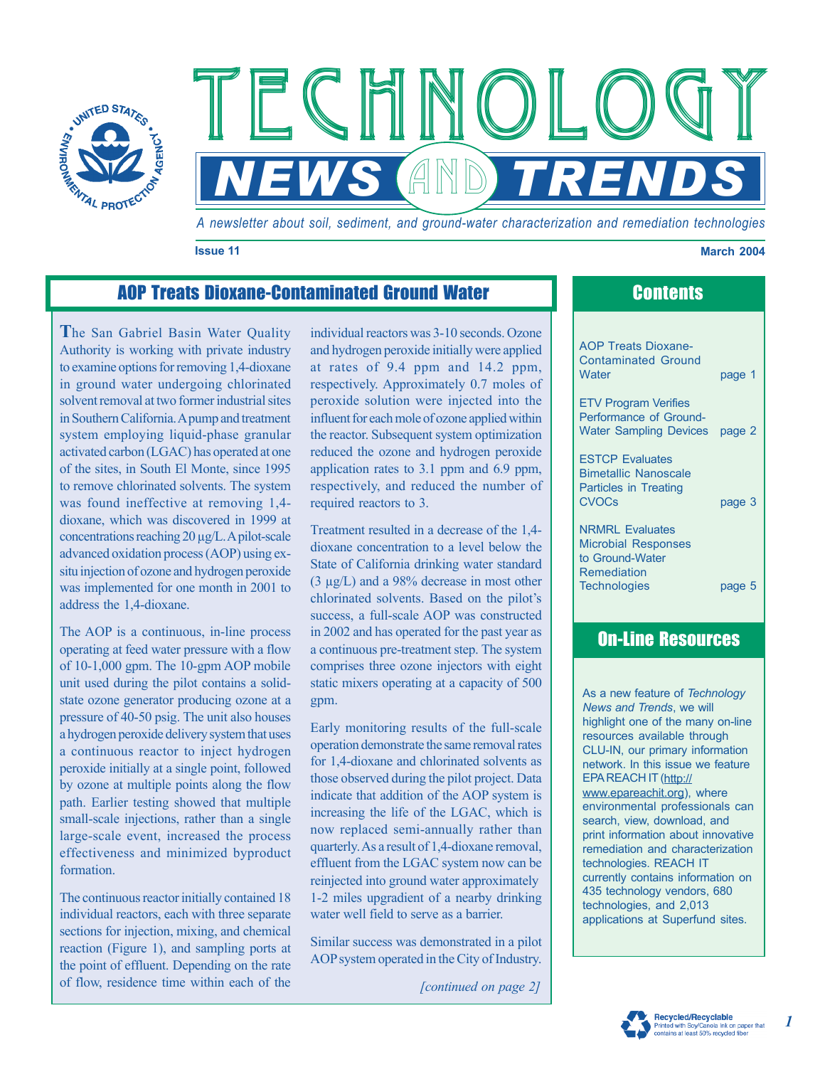# Technology News and Trends

*A newsletter about soil, sediment, and ground-water characterization and remediation technologies*

**Issue 11** **March 2004**

## AOP Treats Dioxane-Contaminated Ground Water

The San Gabriel Basin Water Quality Authority is working with private industry to examine options for removing 1,4-dioxane in ground water undergoing chlorinated solvent removal at two former industrial sites in Southern California. A pump and treatment system employing liquid-phase granular activated carbon (LGAC) has operated at one of the sites, in South El Monte, since 1995 to remove chlorinated solvents. The system was found ineffective at removing 1,4-dioxane, which was discovered in 1999 at concentrations reaching 20 µg/L. A pilot-scale advanced oxidation process (AOP) using ex-situ injection of ozone and hydrogen peroxide was implemented for one month in 2001 to address the 1,4-dioxane.

The AOP is a continuous, in-line process operating at feed water pressure with a flow of 10-1,000 gpm. The 10-gpm AOP mobile unit used during the pilot contains a solid-state ozone generator producing ozone at a pressure of 40-50 psig. The unit also houses a hydrogen peroxide delivery system that uses a continuous reactor to inject hydrogen peroxide initially at a single point, followed by ozone at multiple points along the flow path. Earlier testing showed that multiple small-scale injections, rather than a single large-scale event, increased the process effectiveness and minimized byproduct formation.

The continuous reactor initially contained 18 individual reactors, each with three separate sections for injection, mixing, and chemical reaction (Figure 1), and sampling ports at the point of effluent. Depending on the rate of flow, residence time within each of the individual reactors was 3-10 seconds. Ozone and hydrogen peroxide initially were applied at rates of 9.4 ppm and 14.2 ppm, respectively. Approximately 0.7 moles of peroxide solution were injected into the influent for each mole of ozone applied within the reactor. Subsequent system optimization reduced the ozone and hydrogen peroxide application rates to 3.1 ppm and 6.9 ppm, respectively, and reduced the number of required reactors to 3.

Treatment resulted in a decrease of the 1,4-dioxane concentration to a level below the State of California drinking water standard (3 µg/L) and a 98% decrease in most other chlorinated solvents. Based on the pilot's success, a full-scale AOP was constructed in 2002 and has operated for the past year as a continuous pre-treatment step. The system comprises three ozone injectors with eight static mixers operating at a capacity of 500 gpm.

Early monitoring results of the full-scale operation demonstrate the same removal rates for 1,4-dioxane and chlorinated solvents as those observed during the pilot project. Data indicate that addition of the AOP system is increasing the life of the LGAC, which is now replaced semi-annually rather than quarterly. As a result of 1,4-dioxane removal, effluent from the LGAC system now can be reinjected into ground water approximately 1-2 miles upgradient of a nearby drinking water well field to serve as a barrier.

Similar success was demonstrated in a pilot AOP system operated in the City of Industry.

*[continued on page 2]*

## Contents

| | |
|---|---|
| AOP Treats Dioxane-Contaminated Ground Water | page 1 |
| ETV Program Verifies Performance of Ground-Water Sampling Devices | page 2 |
| ESTCP Evaluates Bimetallic Nanoscale Particles in Treating CVOCs | page 3 |
| NRMRL Evaluates Microbial Responses to Ground-Water Remediation Technologies | page 5 |

## On-Line Resources

As a new feature of *Technology News and Trends*, we will highlight one of the many on-line resources available through CLU-IN, our primary information network. In this issue we feature EPA REACH IT (http://www.epareachit.org), where environmental professionals can search, view, download, and print information about innovative remediation and characterization technologies. REACH IT currently contains information on 435 technology vendors, 680 technologies, and 2,013 applications at Superfund sites.

Recycled/Recyclable
Printed with Soy/Canola ink on paper that contains at least 50% recycled fiber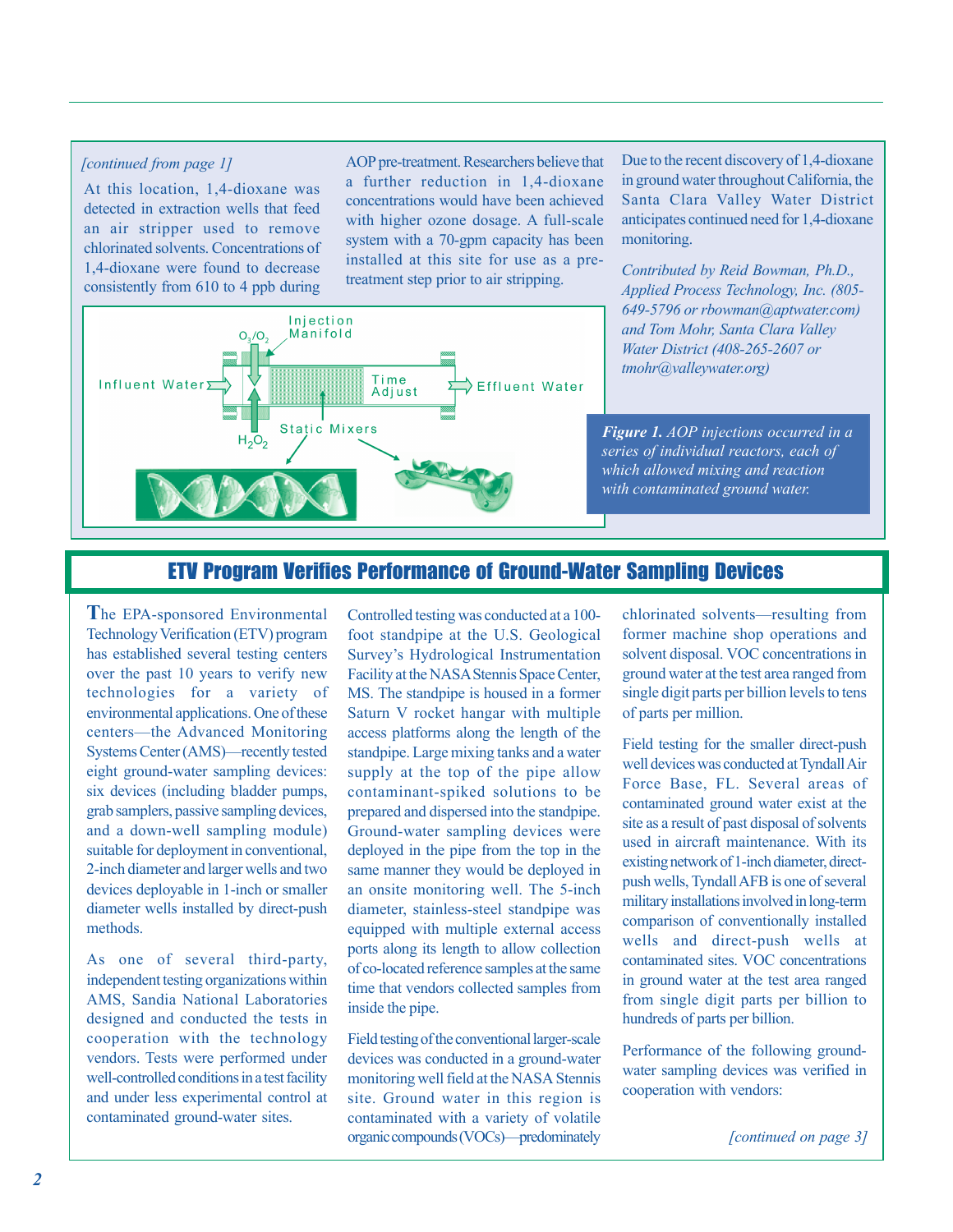*[continued from page 1]*

At this location, 1,4-dioxane was detected in extraction wells that feed an air stripper used to remove chlorinated solvents. Concentrations of 1,4-dioxane were found to decrease consistently from 610 to 4 ppb during AOP pre-treatment. Researchers believe that a further reduction in 1,4-dioxane concentrations would have been achieved with higher ozone dosage. A full-scale system with a 70-gpm capacity has been installed at this site for use as a pre-treatment step prior to air stripping.

Due to the recent discovery of 1,4-dioxane in ground water throughout California, the Santa Clara Valley Water District anticipates continued need for 1,4-dioxane monitoring.

*Contributed by Reid Bowman, Ph.D., Applied Process Technology, Inc. (805-649-5796 or rbowman@aptwater.com) and Tom Mohr, Santa Clara Valley Water District (408-265-2607 or tmohr@valleywater.org)*

***Figure 1.*** *AOP injections occurred in a series of individual reactors, each of which allowed mixing and reaction with contaminated ground water.*

## ETV Program Verifies Performance of Ground-Water Sampling Devices

The EPA-sponsored Environmental Technology Verification (ETV) program has established several testing centers over the past 10 years to verify new technologies for a variety of environmental applications. One of these centers—the Advanced Monitoring Systems Center (AMS)—recently tested eight ground-water sampling devices: six devices (including bladder pumps, grab samplers, passive sampling devices, and a down-well sampling module) suitable for deployment in conventional, 2-inch diameter and larger wells and two devices deployable in 1-inch or smaller diameter wells installed by direct-push methods.

As one of several third-party, independent testing organizations within AMS, Sandia National Laboratories designed and conducted the tests in cooperation with the technology vendors. Tests were performed under well-controlled conditions in a test facility and under less experimental control at contaminated ground-water sites.

Controlled testing was conducted at a 100-foot standpipe at the U.S. Geological Survey's Hydrological Instrumentation Facility at the NASA Stennis Space Center, MS. The standpipe is housed in a former Saturn V rocket hangar with multiple access platforms along the length of the standpipe. Large mixing tanks and a water supply at the top of the pipe allow contaminant-spiked solutions to be prepared and dispersed into the standpipe. Ground-water sampling devices were deployed in the pipe from the top in the same manner they would be deployed in an onsite monitoring well. The 5-inch diameter, stainless-steel standpipe was equipped with multiple external access ports along its length to allow collection of co-located reference samples at the same time that vendors collected samples from inside the pipe.

Field testing of the conventional larger-scale devices was conducted in a ground-water monitoring well field at the NASA Stennis site. Ground water in this region is contaminated with a variety of volatile organic compounds (VOCs)—predominately chlorinated solvents—resulting from former machine shop operations and solvent disposal. VOC concentrations in ground water at the test area ranged from single digit parts per billion levels to tens of parts per million.

Field testing for the smaller direct-push well devices was conducted at Tyndall Air Force Base, FL. Several areas of contaminated ground water exist at the site as a result of past disposal of solvents used in aircraft maintenance. With its existing network of 1-inch diameter, direct-push wells, Tyndall AFB is one of several military installations involved in long-term comparison of conventionally installed wells and direct-push wells at contaminated sites. VOC concentrations in ground water at the test area ranged from single digit parts per billion to hundreds of parts per billion.

Performance of the following ground-water sampling devices was verified in cooperation with vendors:

*[continued on page 3]*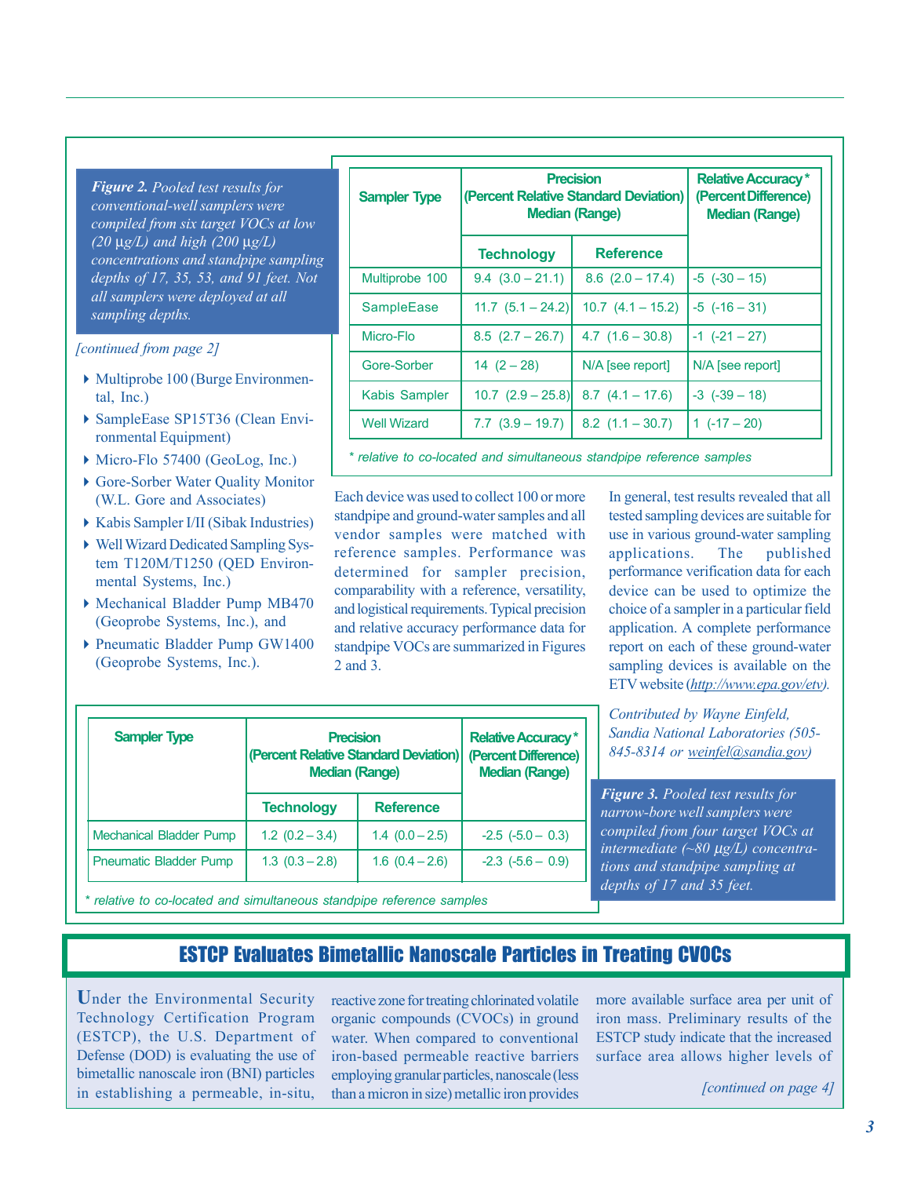***Figure 2.*** *Pooled test results for conventional-well samplers were compiled from six target VOCs at low (20 µg/L) and high (200 µg/L) concentrations and standpipe sampling depths of 17, 35, 53, and 91 feet. Not all samplers were deployed at all sampling depths.*

| Sampler Type | Precision (Percent Relative Standard Deviation) Median (Range) | | Relative Accuracy* (Percent Difference) Median (Range) |
|---|---|---|---|
| | Technology | Reference | |
| Multiprobe 100 | 9.4 (3.0 – 21.1) | 8.6 (2.0 – 17.4) | -5 (-30 – 15) |
| SampleEase | 11.7 (5.1 – 24.2) | 10.7 (4.1 – 15.2) | -5 (-16 – 31) |
| Micro-Flo | 8.5 (2.7 – 26.7) | 4.7 (1.6 – 30.8) | -1 (-21 – 27) |
| Gore-Sorber | 14 (2 – 28) | N/A [see report] | N/A [see report] |
| Kabis Sampler | 10.7 (2.9 – 25.8) | 8.7 (4.1 – 17.6) | -3 (-39 – 18) |
| Well Wizard | 7.7 (3.9 – 19.7) | 8.2 (1.1 – 30.7) | 1 (-17 – 20) |

*\* relative to co-located and simultaneous standpipe reference samples*

*[continued from page 2]*

- Multiprobe 100 (Burge Environmental, Inc.)
- SampleEase SP15T36 (Clean Environmental Equipment)
- Micro-Flo 57400 (GeoLog, Inc.)
- Gore-Sorber Water Quality Monitor (W.L. Gore and Associates)
- Kabis Sampler I/II (Sibak Industries)
- Well Wizard Dedicated Sampling System T120M/T1250 (QED Environmental Systems, Inc.)
- Mechanical Bladder Pump MB470 (Geoprobe Systems, Inc.), and
- Pneumatic Bladder Pump GW1400 (Geoprobe Systems, Inc.).

Each device was used to collect 100 or more standpipe and ground-water samples and all vendor samples were matched with reference samples. Performance was determined for sampler precision, comparability with a reference, versatility, and logistical requirements. Typical precision and relative accuracy performance data for standpipe VOCs are summarized in Figures 2 and 3.

In general, test results revealed that all tested sampling devices are suitable for use in various ground-water sampling applications. The published performance verification data for each device can be used to optimize the choice of a sampler in a particular field application. A complete performance report on each of these ground-water sampling devices is available on the ETV website (http://www.epa.gov/etv).

*Contributed by Wayne Einfeld, Sandia National Laboratories (505-845-8314 or weinfel@sandia.gov)*

| Sampler Type | Precision (Percent Relative Standard Deviation) Median (Range) | | Relative Accuracy* (Percent Difference) Median (Range) |
|---|---|---|---|
| | Technology | Reference | |
| Mechanical Bladder Pump | 1.2 (0.2 – 3.4) | 1.4 (0.0 – 2.5) | -2.5 (-5.0 – 0.3) |
| Pneumatic Bladder Pump | 1.3 (0.3 – 2.8) | 1.6 (0.4 – 2.6) | -2.3 (-5.6 – 0.9) |

*\* relative to co-located and simultaneous standpipe reference samples*

***Figure 3.*** *Pooled test results for narrow-bore well samplers were compiled from four target VOCs at intermediate (~80 µg/L) concentrations and standpipe sampling at depths of 17 and 35 feet.*

## ESTCP Evaluates Bimetallic Nanoscale Particles in Treating CVOCs

Under the Environmental Security Technology Certification Program (ESTCP), the U.S. Department of Defense (DOD) is evaluating the use of bimetallic nanoscale iron (BNI) particles in establishing a permeable, in-situ, reactive zone for treating chlorinated volatile organic compounds (CVOCs) in ground water. When compared to conventional iron-based permeable reactive barriers employing granular particles, nanoscale (less than a micron in size) metallic iron provides more available surface area per unit of iron mass. Preliminary results of the ESTCP study indicate that the increased surface area allows higher levels of

*[continued on page 4]*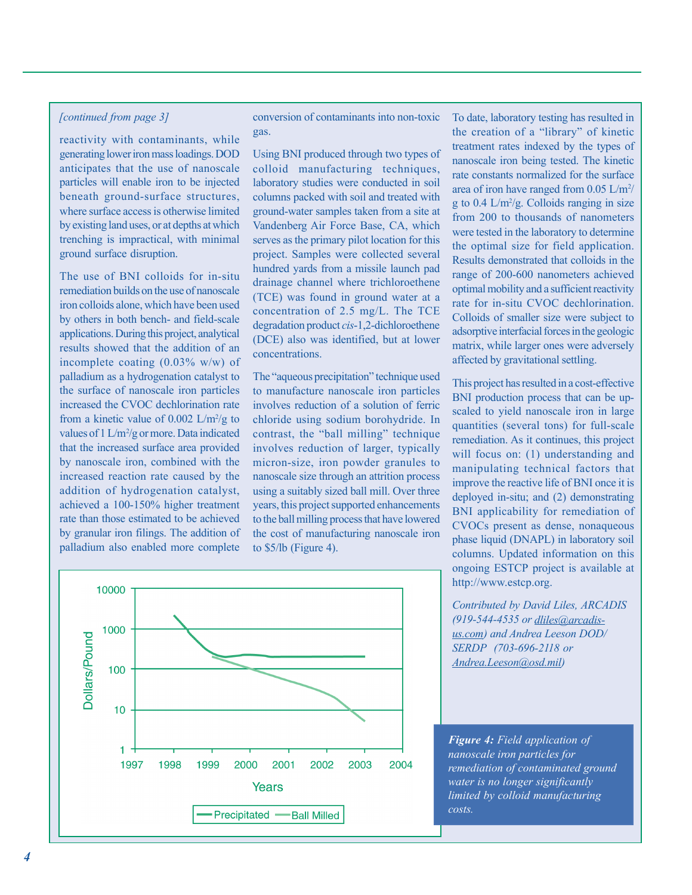*[continued from page 3]*

reactivity with contaminants, while generating lower iron mass loadings. DOD anticipates that the use of nanoscale particles will enable iron to be injected beneath ground-surface structures, where surface access is otherwise limited by existing land uses, or at depths at which trenching is impractical, with minimal ground surface disruption.

The use of BNI colloids for in-situ remediation builds on the use of nanoscale iron colloids alone, which have been used by others in both bench- and field-scale applications. During this project, analytical results showed that the addition of an incomplete coating (0.03% w/w) of palladium as a hydrogenation catalyst to the surface of nanoscale iron particles increased the CVOC dechlorination rate from a kinetic value of 0.002 $L/m^2/g$ to values of 1 $L/m^2/g$ or more. Data indicated that the increased surface area provided by nanoscale iron, combined with the increased reaction rate caused by the addition of hydrogenation catalyst, achieved a 100-150% higher treatment rate than those estimated to be achieved by granular iron filings. The addition of palladium also enabled more complete conversion of contaminants into non-toxic gas.

Using BNI produced through two types of colloid manufacturing techniques, laboratory studies were conducted in soil columns packed with soil and treated with ground-water samples taken from a site at Vandenberg Air Force Base, CA, which serves as the primary pilot location for this project. Samples were collected several hundred yards from a missile launch pad drainage channel where trichloroethene (TCE) was found in ground water at a concentration of 2.5 mg/L. The TCE degradation product *cis*-1,2-dichloroethene (DCE) also was identified, but at lower concentrations.

The "aqueous precipitation" technique used to manufacture nanoscale iron particles involves reduction of a solution of ferric chloride using sodium borohydride. In contrast, the "ball milling" technique involves reduction of larger, typically micron-size, iron powder granules to nanoscale size through an attrition process using a suitably sized ball mill. Over three years, this project supported enhancements to the ball milling process that have lowered the cost of manufacturing nanoscale iron to $5/lb (Figure 4).

To date, laboratory testing has resulted in the creation of a "library" of kinetic treatment rates indexed by the types of nanoscale iron being tested. The kinetic rate constants normalized for the surface area of iron have ranged from 0.05 $L/m^2/g$ to 0.4 $L/m^2/g$. Colloids ranging in size from 200 to thousands of nanometers were tested in the laboratory to determine the optimal size for field application. Results demonstrated that colloids in the range of 200-600 nanometers achieved optimal mobility and a sufficient reactivity rate for in-situ CVOC dechlorination. Colloids of smaller size were subject to adsorptive interfacial forces in the geologic matrix, while larger ones were adversely affected by gravitational settling.

This project has resulted in a cost-effective BNI production process that can be up-scaled to yield nanoscale iron in large quantities (several tons) for full-scale remediation. As it continues, this project will focus on: (1) understanding and manipulating technical factors that improve the reactive life of BNI once it is deployed in-situ; and (2) demonstrating BNI applicability for remediation of CVOCs present as dense, nonaqueous phase liquid (DNAPL) in laboratory soil columns. Updated information on this ongoing ESTCP project is available at http://www.estcp.org.

*Contributed by David Liles, ARCADIS (919-544-4535 or dliles@arcadis-us.com) and Andrea Leeson DOD/SERDP (703-696-2118 or Andrea.Leeson@osd.mil)*

***Figure 4:*** *Field application of nanoscale iron particles for remediation of contaminated ground water is no longer significantly limited by colloid manufacturing costs.*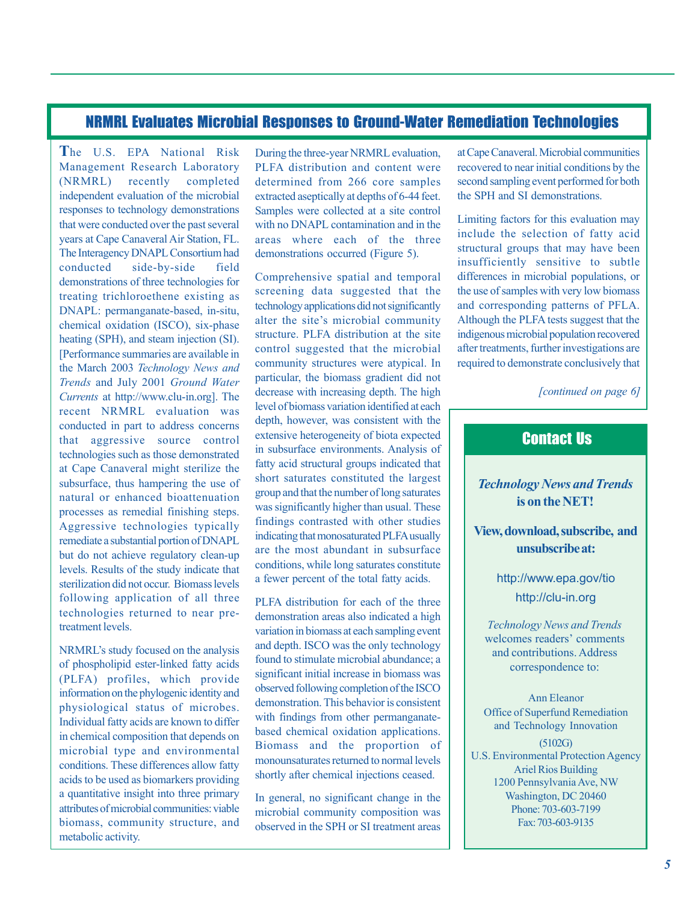## NRMRL Evaluates Microbial Responses to Ground-Water Remediation Technologies

The U.S. EPA National Risk Management Research Laboratory (NRMRL) recently completed independent evaluation of the microbial responses to technology demonstrations that were conducted over the past several years at Cape Canaveral Air Station, FL. The Interagency DNAPL Consortium had conducted side-by-side field demonstrations of three technologies for treating trichloroethene existing as DNAPL: permanganate-based, in-situ, chemical oxidation (ISCO), six-phase heating (SPH), and steam injection (SI). [Performance summaries are available in the March 2003 *Technology News and Trends* and July 2001 *Ground Water Currents* at http://www.clu-in.org]. The recent NRMRL evaluation was conducted in part to address concerns that aggressive source control technologies such as those demonstrated at Cape Canaveral might sterilize the subsurface, thus hampering the use of natural or enhanced bioattenuation processes as remedial finishing steps. Aggressive technologies typically remediate a substantial portion of DNAPL but do not achieve regulatory clean-up levels. Results of the study indicate that sterilization did not occur. Biomass levels following application of all three technologies returned to near pre-treatment levels.

NRMRL's study focused on the analysis of phospholipid ester-linked fatty acids (PLFA) profiles, which provide information on the phylogenic identity and physiological status of microbes. Individual fatty acids are known to differ in chemical composition that depends on microbial type and environmental conditions. These differences allow fatty acids to be used as biomarkers providing a quantitative insight into three primary attributes of microbial communities: viable biomass, community structure, and metabolic activity.

During the three-year NRMRL evaluation, PLFA distribution and content were determined from 266 core samples extracted aseptically at depths of 6-44 feet. Samples were collected at a site control with no DNAPL contamination and in the areas where each of the three demonstrations occurred (Figure 5).

Comprehensive spatial and temporal screening data suggested that the technology applications did not significantly alter the site's microbial community structure. PLFA distribution at the site control suggested that the microbial community structures were atypical. In particular, the biomass gradient did not decrease with increasing depth. The high level of biomass variation identified at each depth, however, was consistent with the extensive heterogeneity of biota expected in subsurface environments. Analysis of fatty acid structural groups indicated that short saturates constituted the largest group and that the number of long saturates was significantly higher than usual. These findings contrasted with other studies indicating that monosaturated PLFA usually are the most abundant in subsurface conditions, while long saturates constitute a fewer percent of the total fatty acids.

PLFA distribution for each of the three demonstration areas also indicated a high variation in biomass at each sampling event and depth. ISCO was the only technology found to stimulate microbial abundance; a significant initial increase in biomass was observed following completion of the ISCO demonstration. This behavior is consistent with findings from other permanganate-based chemical oxidation applications. Biomass and the proportion of monounsaturates returned to normal levels shortly after chemical injections ceased.

In general, no significant change in the microbial community composition was observed in the SPH or SI treatment areas at Cape Canaveral. Microbial communities recovered to near initial conditions by the second sampling event performed for both the SPH and SI demonstrations.

Limiting factors for this evaluation may include the selection of fatty acid structural groups that may have been insufficiently sensitive to subtle differences in microbial populations, or the use of samples with very low biomass and corresponding patterns of PFLA. Although the PLFA tests suggest that the indigenous microbial population recovered after treatments, further investigations are required to demonstrate conclusively that

*[continued on page 6]*

### Contact Us

***Technology News and Trends*** **is on the NET!**

**View, download, subscribe, and unsubscribe at:**

http://www.epa.gov/tio

http://clu-in.org

*Technology News and Trends* welcomes readers' comments and contributions. Address correspondence to:

Ann Eleanor
Office of Superfund Remediation and Technology Innovation
(5102G)
U.S. Environmental Protection Agency
Ariel Rios Building
1200 Pennsylvania Ave, NW
Washington, DC 20460
Phone: 703-603-7199
Fax: 703-603-9135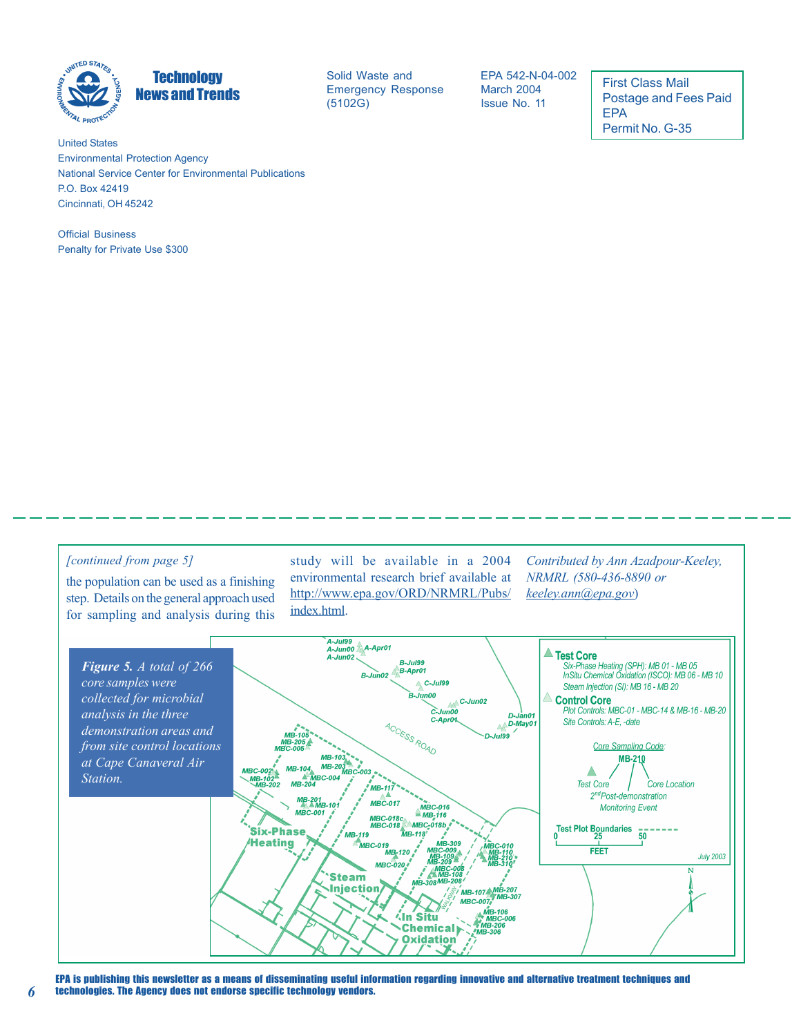**Technology News and Trends**

Solid Waste and Emergency Response (5102G)

EPA 542-N-04-002
March 2004
Issue No. 11

First Class Mail
Postage and Fees Paid
EPA
Permit No. G-35

United States
Environmental Protection Agency
National Service Center for Environmental Publications
P.O. Box 42419
Cincinnati, OH 45242

Official Business
Penalty for Private Use $300

---

*[continued from page 5]*

the population can be used as a finishing step. Details on the general approach used for sampling and analysis during this study will be available in a 2004 environmental research brief available at http://www.epa.gov/ORD/NRMRL/Pubs/index.html.

*Contributed by Ann Azadpour-Keeley, NRMRL (580-436-8890 or keeley.ann@epa.gov)*

**Figure 5.** *A total of 266 core samples were collected for microbial analysis in the three demonstration areas and from site control locations at Cape Canaveral Air Station.*

Test Core
Six-Phase Heating (SPH): MB 01 - MB 05
InSitu Chemical Oxidation (ISCO): MB 06 - MB 10
Steam Injection (SI): MB 16 - MB 20

Control Core
Plot Controls: MBC-01 - MBC-14 & MB-16 - MB-20
Site Controls: A-E, -date

Core Sampling Code:
MB-210
Test Core
Core Location
2nd Post-demonstration Monitoring Event

Test Plot Boundaries
0 25 50
FEET

July 2003

Six-Phase Heating
Steam Injection
In Situ Chemical Oxidation
ACCESS ROAD

EPA is publishing this newsletter as a means of disseminating useful information regarding innovative and alternative treatment techniques and technologies. The Agency does not endorse specific technology vendors.